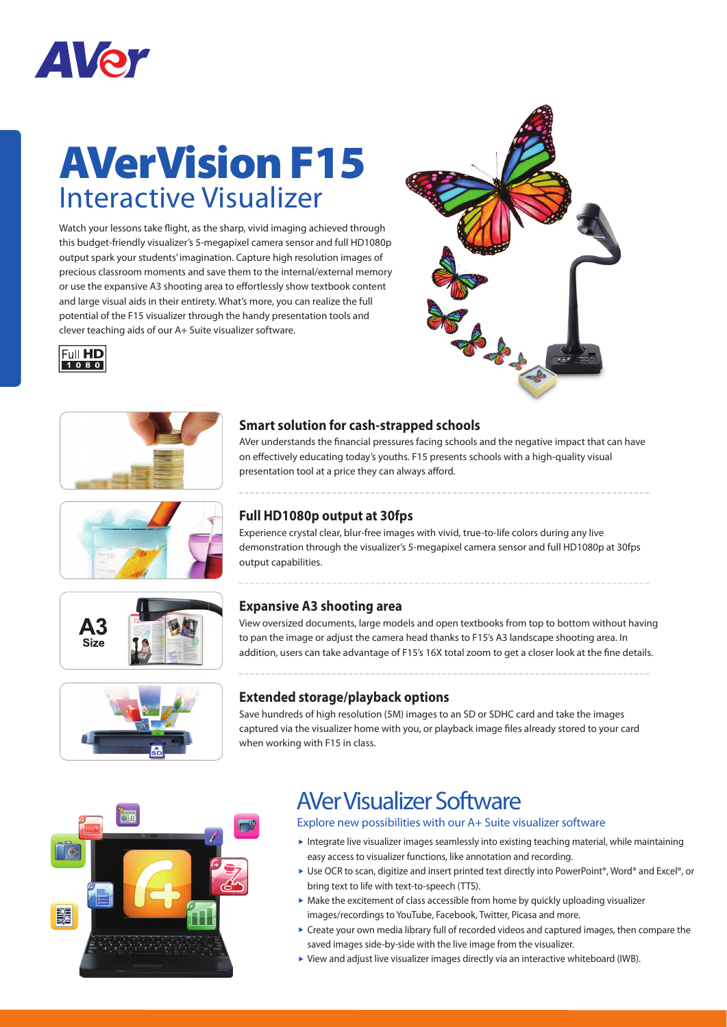# AVerVision F15

## Interactive Visualizer

Watch your lessons take flight, as the sharp, vivid imaging achieved through this budget-friendly visualizer's 5-megapixel camera sensor and full HD1080p output spark your students' imagination. Capture high resolution images of precious classroom moments and save them to the internal/external memory or use the expansive A3 shooting area to effortlessly show textbook content and large visual aids in their entirety. What's more, you can realize the full potential of the F15 visualizer through the handy presentation tools and clever teaching aids of our A+ Suite visualizer software.

### Smart solution for cash-strapped schools

AVer understands the financial pressures facing schools and the negative impact that can have on effectively educating today's youths. F15 presents schools with a high-quality visual presentation tool at a price they can always afford.

### Full HD1080p output at 30fps

Experience crystal clear, blur-free images with vivid, true-to-life colors during any live demonstration through the visualizer's 5-megapixel camera sensor and full HD1080p at 30fps output capabilities.

### Expansive A3 shooting area

View oversized documents, large models and open textbooks from top to bottom without having to pan the image or adjust the camera head thanks to F15's A3 landscape shooting area. In addition, users can take advantage of F15's 16X total zoom to get a closer look at the fine details.

### Extended storage/playback options

Save hundreds of high resolution (5M) images to an SD or SDHC card and take the images captured via the visualizer home with you, or playback image files already stored to your card when working with F15 in class.

## AVer Visualizer Software

Explore new possibilities with our A+ Suite visualizer software

- Integrate live visualizer images seamlessly into existing teaching material, while maintaining easy access to visualizer functions, like annotation and recording.
- Use OCR to scan, digitize and insert printed text directly into PowerPoint®, Word® and Excel®, or bring text to life with text-to-speech (TTS).
- Make the excitement of class accessible from home by quickly uploading visualizer images/recordings to YouTube, Facebook, Twitter, Picasa and more.
- Create your own media library full of recorded videos and captured images, then compare the saved images side-by-side with the live image from the visualizer.
- View and adjust live visualizer images directly via an interactive whiteboard (IWB).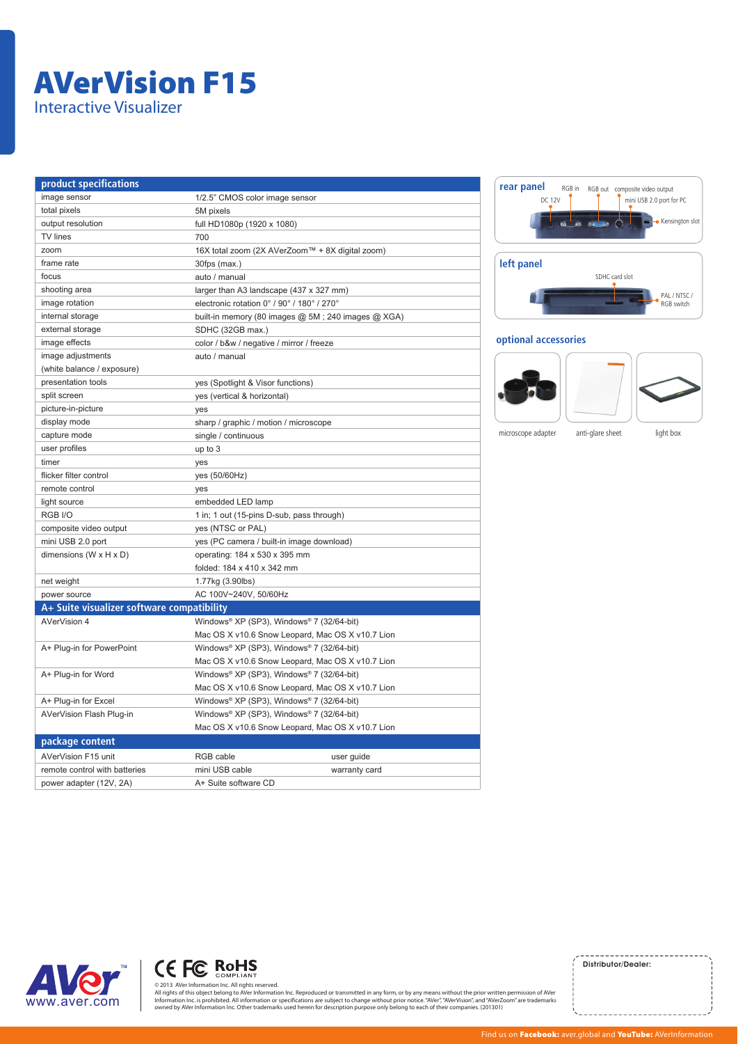# AVerVision F15

Interactive Visualizer

## product specifications

| | |
|---|---|
| image sensor | 1/2.5" CMOS color image sensor |
| total pixels | 5M pixels |
| output resolution | full HD1080p (1920 x 1080) |
| TV lines | 700 |
| zoom | 16X total zoom (2X AVerZoom™ + 8X digital zoom) |
| frame rate | 30fps (max.) |
| focus | auto / manual |
| shooting area | larger than A3 landscape (437 x 327 mm) |
| image rotation | electronic rotation 0° / 90° / 180° / 270° |
| internal storage | built-in memory (80 images @ 5M ; 240 images @ XGA) |
| external storage | SDHC (32GB max.) |
| image effects | color / b&w / negative / mirror / freeze |
| image adjustments (white balance / exposure) | auto / manual |
| presentation tools | yes (Spotlight & Visor functions) |
| split screen | yes (vertical & horizontal) |
| picture-in-picture | yes |
| display mode | sharp / graphic / motion / microscope |
| capture mode | single / continuous |
| user profiles | up to 3 |
| timer | yes |
| flicker filter control | yes (50/60Hz) |
| remote control | yes |
| light source | embedded LED lamp |
| RGB I/O | 1 in; 1 out (15-pins D-sub, pass through) |
| composite video output | yes (NTSC or PAL) |
| mini USB 2.0 port | yes (PC camera / built-in image download) |
| dimensions (W x H x D) | operating: 184 x 530 x 395 mm<br>folded: 184 x 410 x 342 mm |
| net weight | 1.77kg (3.90lbs) |
| power source | AC 100V~240V, 50/60Hz |

## A+ Suite visualizer software compatibility

| | |
|---|---|
| AVerVision 4 | Windows® XP (SP3), Windows® 7 (32/64-bit)<br>Mac OS X v10.6 Snow Leopard, Mac OS X v10.7 Lion |
| A+ Plug-in for PowerPoint | Windows® XP (SP3), Windows® 7 (32/64-bit)<br>Mac OS X v10.6 Snow Leopard, Mac OS X v10.7 Lion |
| A+ Plug-in for Word | Windows® XP (SP3), Windows® 7 (32/64-bit)<br>Mac OS X v10.6 Snow Leopard, Mac OS X v10.7 Lion |
| A+ Plug-in for Excel | Windows® XP (SP3), Windows® 7 (32/64-bit) |
| AVerVision Flash Plug-in | Windows® XP (SP3), Windows® 7 (32/64-bit)<br>Mac OS X v10.6 Snow Leopard, Mac OS X v10.7 Lion |

## package content

| | | |
|---|---|---|
| AVerVision F15 unit | RGB cable | user guide |
| remote control with batteries | mini USB cable | warranty card |
| power adapter (12V, 2A) | A+ Suite software CD | |

## rear panel

DC 12V
RGB in
RGB out
composite video output
mini USB 2.0 port for PC
Kensington slot

## left panel

SDHC card slot
PAL / NTSC / RGB switch

## optional accessories

microscope adapter
anti-glare sheet
light box

www.aver.com

CE FC RoHS COMPLIANT

© 2013 AVer Information Inc. All rights reserved.
All rights of this object belong to AVer Information Inc. Reproduced or transmitted in any form, or by any means without the prior written permission of AVer Information Inc. is prohibited. All information or specifications are subject to change without prior notice. "AVer", "AVerVision", and "AVerZoom" are trademarks owned by AVer Information Inc. Other trademarks used herein for description purpose only belong to each of their companies. (201301)

Distributor/Dealer:

Find us on **Facebook:** aver.global and **YouTube:** AVerInformation